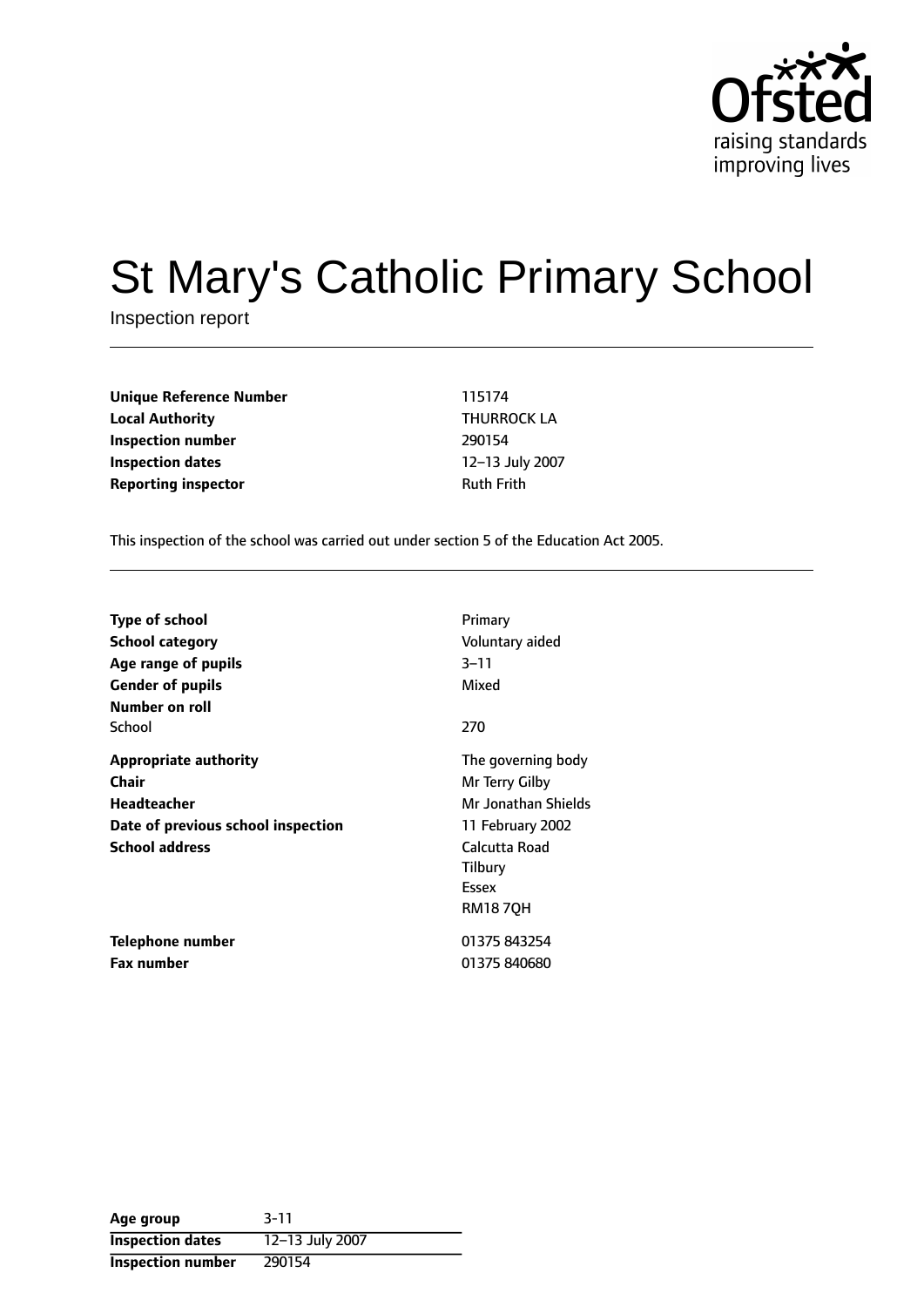Ofsted
raising standards
improving lives

# St Mary's Catholic Primary School

Inspection report

| | |
|---|---|
| **Unique Reference Number** | 115174 |
| **Local Authority** | THURROCK LA |
| **Inspection number** | 290154 |
| **Inspection dates** | 12–13 July 2007 |
| **Reporting inspector** | Ruth Frith |

This inspection of the school was carried out under section 5 of the Education Act 2005.

| | |
|---|---|
| **Type of school** | Primary |
| **School category** | Voluntary aided |
| **Age range of pupils** | 3–11 |
| **Gender of pupils** | Mixed |
| **Number on roll** | |
| School | 270 |
| **Appropriate authority** | The governing body |
| **Chair** | Mr Terry Gilby |
| **Headteacher** | Mr Jonathan Shields |
| **Date of previous school inspection** | 11 February 2002 |
| **School address** | Calcutta Road<br>Tilbury<br>Essex<br>RM18 7QH |
| **Telephone number** | 01375 843254 |
| **Fax number** | 01375 840680 |

| | |
|---|---|
| **Age group** | 3-11 |
| **Inspection dates** | 12–13 July 2007 |
| **Inspection number** | 290154 |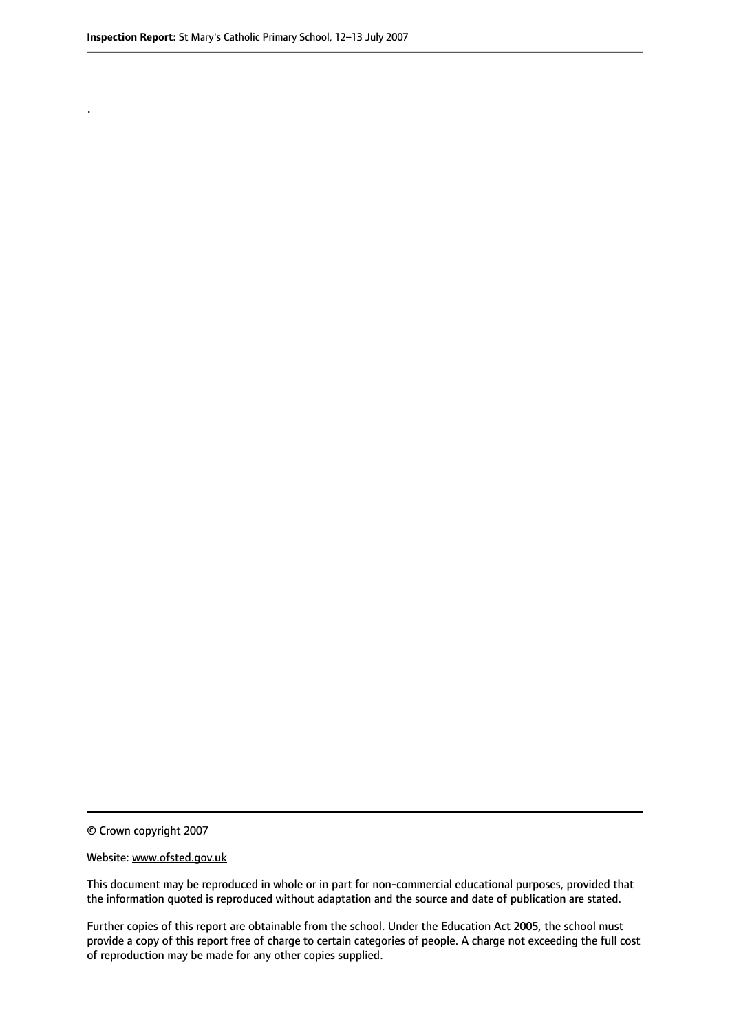.

© Crown copyright 2007

Website: www.ofsted.gov.uk

This document may be reproduced in whole or in part for non-commercial educational purposes, provided that the information quoted is reproduced without adaptation and the source and date of publication are stated.

Further copies of this report are obtainable from the school. Under the Education Act 2005, the school must provide a copy of this report free of charge to certain categories of people. A charge not exceeding the full cost of reproduction may be made for any other copies supplied.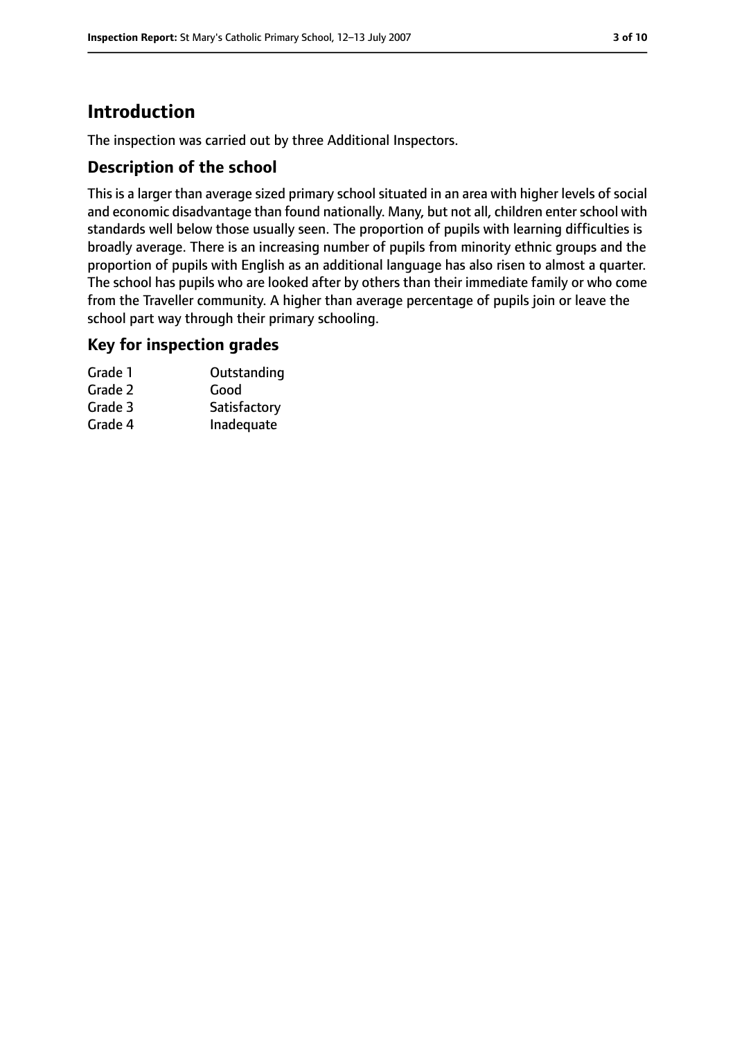# Introduction

The inspection was carried out by three Additional Inspectors.

## Description of the school

This is a larger than average sized primary school situated in an area with higher levels of social and economic disadvantage than found nationally. Many, but not all, children enter school with standards well below those usually seen. The proportion of pupils with learning difficulties is broadly average. There is an increasing number of pupils from minority ethnic groups and the proportion of pupils with English as an additional language has also risen to almost a quarter. The school has pupils who are looked after by others than their immediate family or who come from the Traveller community. A higher than average percentage of pupils join or leave the school part way through their primary schooling.

## Key for inspection grades

| | |
|---|---|
| Grade 1 | Outstanding |
| Grade 2 | Good |
| Grade 3 | Satisfactory |
| Grade 4 | Inadequate |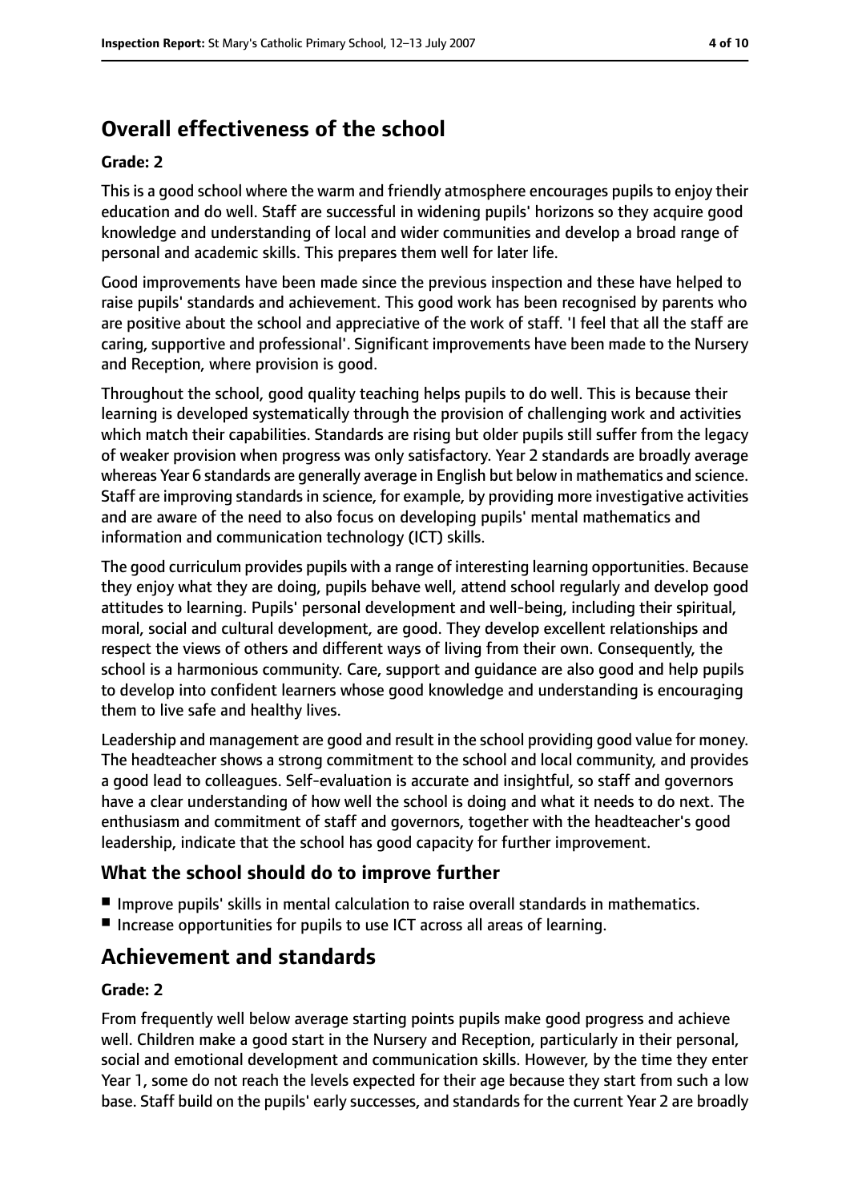## Overall effectiveness of the school

### Grade: 2

This is a good school where the warm and friendly atmosphere encourages pupils to enjoy their education and do well. Staff are successful in widening pupils' horizons so they acquire good knowledge and understanding of local and wider communities and develop a broad range of personal and academic skills. This prepares them well for later life.

Good improvements have been made since the previous inspection and these have helped to raise pupils' standards and achievement. This good work has been recognised by parents who are positive about the school and appreciative of the work of staff. 'I feel that all the staff are caring, supportive and professional'. Significant improvements have been made to the Nursery and Reception, where provision is good.

Throughout the school, good quality teaching helps pupils to do well. This is because their learning is developed systematically through the provision of challenging work and activities which match their capabilities. Standards are rising but older pupils still suffer from the legacy of weaker provision when progress was only satisfactory. Year 2 standards are broadly average whereas Year 6 standards are generally average in English but below in mathematics and science. Staff are improving standards in science, for example, by providing more investigative activities and are aware of the need to also focus on developing pupils' mental mathematics and information and communication technology (ICT) skills.

The good curriculum provides pupils with a range of interesting learning opportunities. Because they enjoy what they are doing, pupils behave well, attend school regularly and develop good attitudes to learning. Pupils' personal development and well-being, including their spiritual, moral, social and cultural development, are good. They develop excellent relationships and respect the views of others and different ways of living from their own. Consequently, the school is a harmonious community. Care, support and guidance are also good and help pupils to develop into confident learners whose good knowledge and understanding is encouraging them to live safe and healthy lives.

Leadership and management are good and result in the school providing good value for money. The headteacher shows a strong commitment to the school and local community, and provides a good lead to colleagues. Self-evaluation is accurate and insightful, so staff and governors have a clear understanding of how well the school is doing and what it needs to do next. The enthusiasm and commitment of staff and governors, together with the headteacher's good leadership, indicate that the school has good capacity for further improvement.

### What the school should do to improve further

- Improve pupils' skills in mental calculation to raise overall standards in mathematics.
- Increase opportunities for pupils to use ICT across all areas of learning.

## Achievement and standards

### Grade: 2

From frequently well below average starting points pupils make good progress and achieve well. Children make a good start in the Nursery and Reception, particularly in their personal, social and emotional development and communication skills. However, by the time they enter Year 1, some do not reach the levels expected for their age because they start from such a low base. Staff build on the pupils' early successes, and standards for the current Year 2 are broadly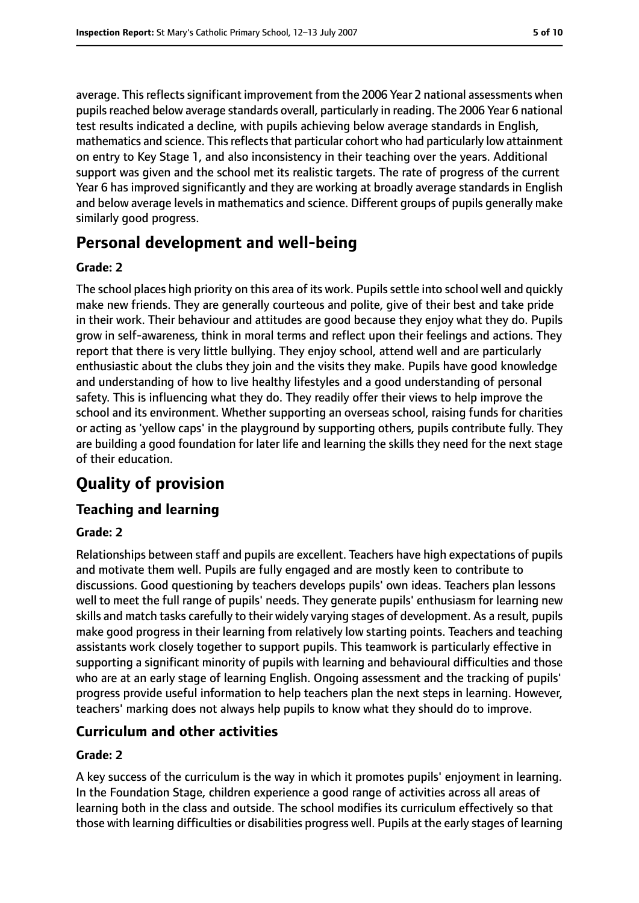average. This reflects significant improvement from the 2006 Year 2 national assessments when pupils reached below average standards overall, particularly in reading. The 2006 Year 6 national test results indicated a decline, with pupils achieving below average standards in English, mathematics and science. This reflects that particular cohort who had particularly low attainment on entry to Key Stage 1, and also inconsistency in their teaching over the years. Additional support was given and the school met its realistic targets. The rate of progress of the current Year 6 has improved significantly and they are working at broadly average standards in English and below average levels in mathematics and science. Different groups of pupils generally make similarly good progress.

## Personal development and well-being

**Grade: 2**

The school places high priority on this area of its work. Pupils settle into school well and quickly make new friends. They are generally courteous and polite, give of their best and take pride in their work. Their behaviour and attitudes are good because they enjoy what they do. Pupils grow in self-awareness, think in moral terms and reflect upon their feelings and actions. They report that there is very little bullying. They enjoy school, attend well and are particularly enthusiastic about the clubs they join and the visits they make. Pupils have good knowledge and understanding of how to live healthy lifestyles and a good understanding of personal safety. This is influencing what they do. They readily offer their views to help improve the school and its environment. Whether supporting an overseas school, raising funds for charities or acting as 'yellow caps' in the playground by supporting others, pupils contribute fully. They are building a good foundation for later life and learning the skills they need for the next stage of their education.

## Quality of provision

### Teaching and learning

**Grade: 2**

Relationships between staff and pupils are excellent. Teachers have high expectations of pupils and motivate them well. Pupils are fully engaged and are mostly keen to contribute to discussions. Good questioning by teachers develops pupils' own ideas. Teachers plan lessons well to meet the full range of pupils' needs. They generate pupils' enthusiasm for learning new skills and match tasks carefully to their widely varying stages of development. As a result, pupils make good progress in their learning from relatively low starting points. Teachers and teaching assistants work closely together to support pupils. This teamwork is particularly effective in supporting a significant minority of pupils with learning and behavioural difficulties and those who are at an early stage of learning English. Ongoing assessment and the tracking of pupils' progress provide useful information to help teachers plan the next steps in learning. However, teachers' marking does not always help pupils to know what they should do to improve.

### Curriculum and other activities

**Grade: 2**

A key success of the curriculum is the way in which it promotes pupils' enjoyment in learning. In the Foundation Stage, children experience a good range of activities across all areas of learning both in the class and outside. The school modifies its curriculum effectively so that those with learning difficulties or disabilities progress well. Pupils at the early stages of learning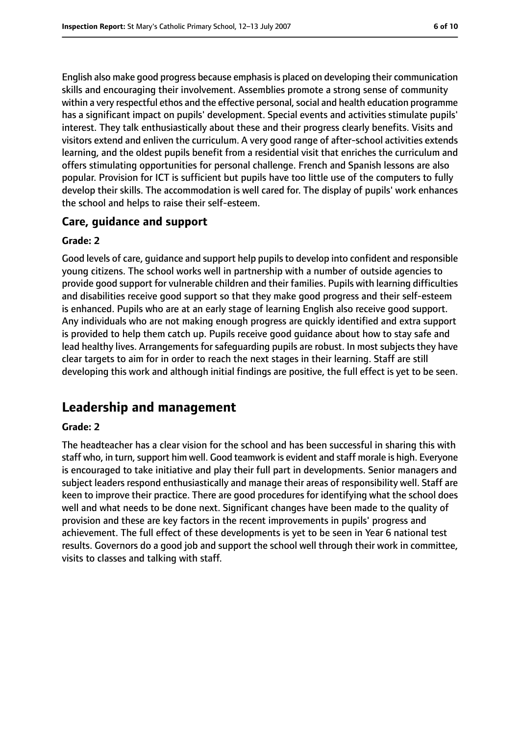English also make good progress because emphasis is placed on developing their communication skills and encouraging their involvement. Assemblies promote a strong sense of community within a very respectful ethos and the effective personal, social and health education programme has a significant impact on pupils' development. Special events and activities stimulate pupils' interest. They talk enthusiastically about these and their progress clearly benefits. Visits and visitors extend and enliven the curriculum. A very good range of after-school activities extends learning, and the oldest pupils benefit from a residential visit that enriches the curriculum and offers stimulating opportunities for personal challenge. French and Spanish lessons are also popular. Provision for ICT is sufficient but pupils have too little use of the computers to fully develop their skills. The accommodation is well cared for. The display of pupils' work enhances the school and helps to raise their self-esteem.

### Care, guidance and support

#### Grade: 2

Good levels of care, guidance and support help pupils to develop into confident and responsible young citizens. The school works well in partnership with a number of outside agencies to provide good support for vulnerable children and their families. Pupils with learning difficulties and disabilities receive good support so that they make good progress and their self-esteem is enhanced. Pupils who are at an early stage of learning English also receive good support. Any individuals who are not making enough progress are quickly identified and extra support is provided to help them catch up. Pupils receive good guidance about how to stay safe and lead healthy lives. Arrangements for safeguarding pupils are robust. In most subjects they have clear targets to aim for in order to reach the next stages in their learning. Staff are still developing this work and although initial findings are positive, the full effect is yet to be seen.

## Leadership and management

#### Grade: 2

The headteacher has a clear vision for the school and has been successful in sharing this with staff who, in turn, support him well. Good teamwork is evident and staff morale is high. Everyone is encouraged to take initiative and play their full part in developments. Senior managers and subject leaders respond enthusiastically and manage their areas of responsibility well. Staff are keen to improve their practice. There are good procedures for identifying what the school does well and what needs to be done next. Significant changes have been made to the quality of provision and these are key factors in the recent improvements in pupils' progress and achievement. The full effect of these developments is yet to be seen in Year 6 national test results. Governors do a good job and support the school well through their work in committee, visits to classes and talking with staff.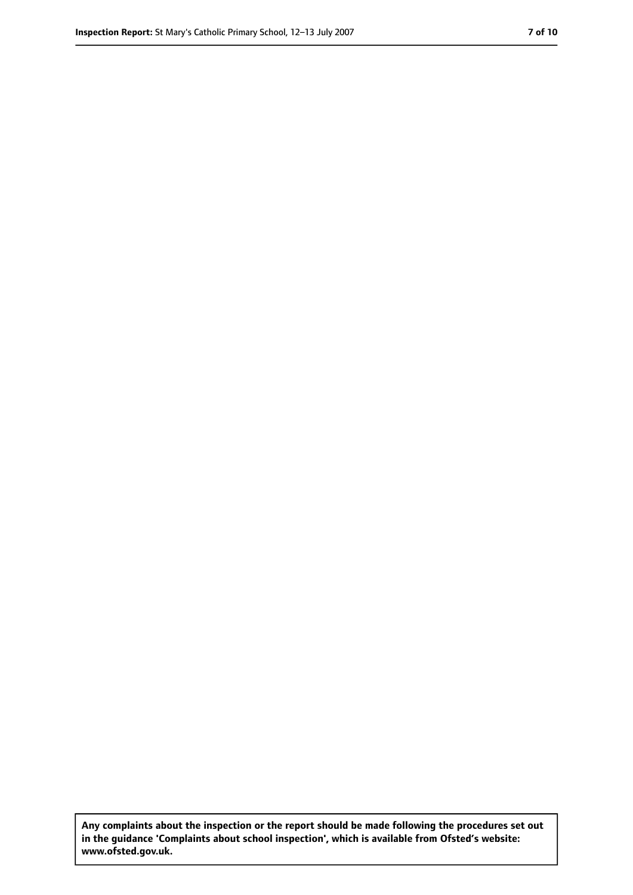**Any complaints about the inspection or the report should be made following the procedures set out in the guidance 'Complaints about school inspection', which is available from Ofsted's website: www.ofsted.gov.uk.**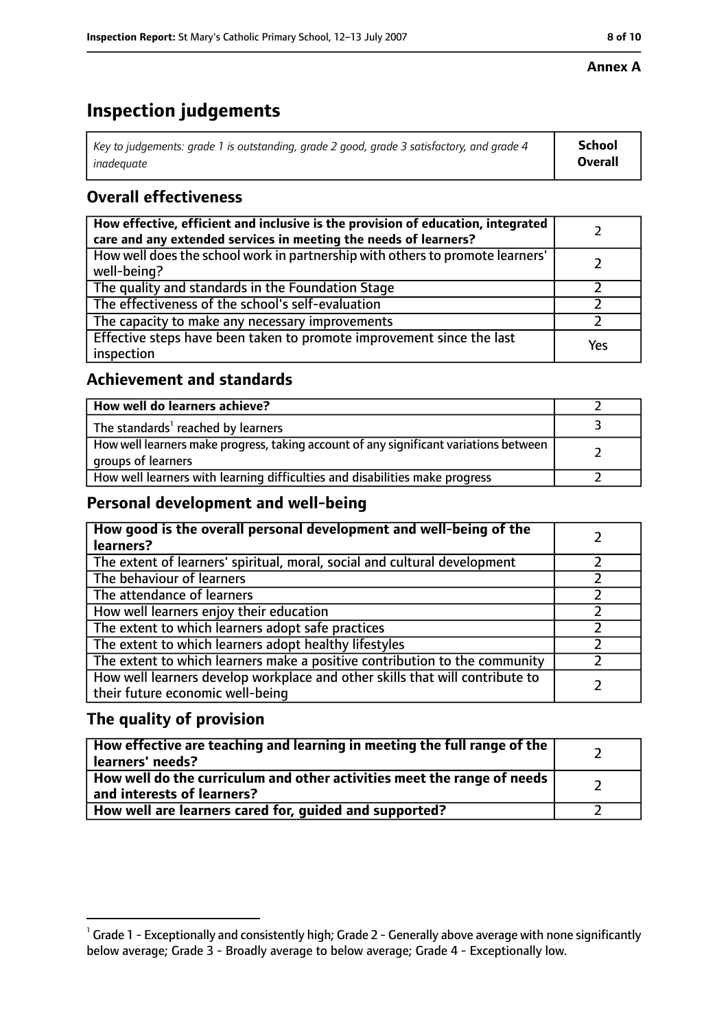**Annex A**

# Inspection judgements

| *Key to judgements: grade 1 is outstanding, grade 2 good, grade 3 satisfactory, and grade 4 inadequate* | **School Overall** |
|---|---|

## Overall effectiveness

| | |
|---|---|
| **How effective, efficient and inclusive is the provision of education, integrated care and any extended services in meeting the needs of learners?** | 2 |
| How well does the school work in partnership with others to promote learners' well-being? | 2 |
| The quality and standards in the Foundation Stage | 2 |
| The effectiveness of the school's self-evaluation | 2 |
| The capacity to make any necessary improvements | 2 |
| Effective steps have been taken to promote improvement since the last inspection | Yes |

## Achievement and standards

| | |
|---|---|
| **How well do learners achieve?** | 2 |
| The standards[1] reached by learners | 3 |
| How well learners make progress, taking account of any significant variations between groups of learners | 2 |
| How well learners with learning difficulties and disabilities make progress | 2 |

## Personal development and well-being

| | |
|---|---|
| **How good is the overall personal development and well-being of the learners?** | 2 |
| The extent of learners' spiritual, moral, social and cultural development | 2 |
| The behaviour of learners | 2 |
| The attendance of learners | 2 |
| How well learners enjoy their education | 2 |
| The extent to which learners adopt safe practices | 2 |
| The extent to which learners adopt healthy lifestyles | 2 |
| The extent to which learners make a positive contribution to the community | 2 |
| How well learners develop workplace and other skills that will contribute to their future economic well-being | 2 |

## The quality of provision

| | |
|---|---|
| **How effective are teaching and learning in meeting the full range of the learners' needs?** | 2 |
| **How well do the curriculum and other activities meet the range of needs and interests of learners?** | 2 |
| **How well are learners cared for, guided and supported?** | 2 |

[1] Grade 1 - Exceptionally and consistently high; Grade 2 - Generally above average with none significantly below average; Grade 3 - Broadly average to below average; Grade 4 - Exceptionally low.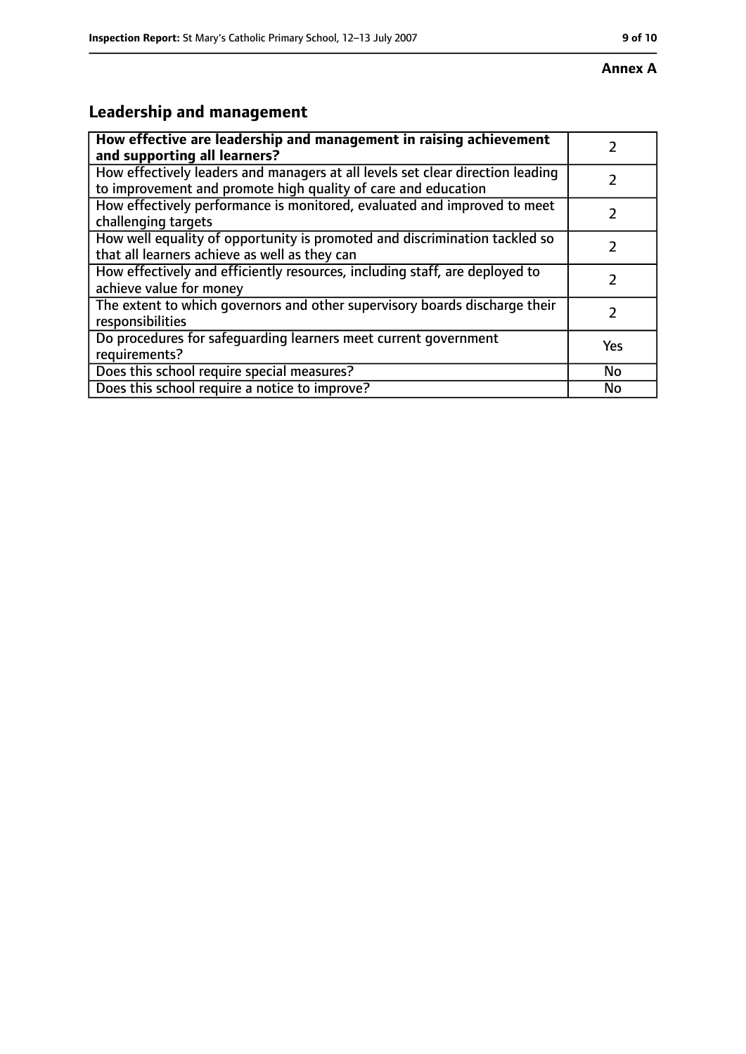**Annex A**

## Leadership and management

| **How effective are leadership and management in raising achievement and supporting all learners?** | 2 |
|---|---|
| How effectively leaders and managers at all levels set clear direction leading to improvement and promote high quality of care and education | 2 |
| How effectively performance is monitored, evaluated and improved to meet challenging targets | 2 |
| How well equality of opportunity is promoted and discrimination tackled so that all learners achieve as well as they can | 2 |
| How effectively and efficiently resources, including staff, are deployed to achieve value for money | 2 |
| The extent to which governors and other supervisory boards discharge their responsibilities | 2 |
| Do procedures for safeguarding learners meet current government requirements? | Yes |
| Does this school require special measures? | No |
| Does this school require a notice to improve? | No |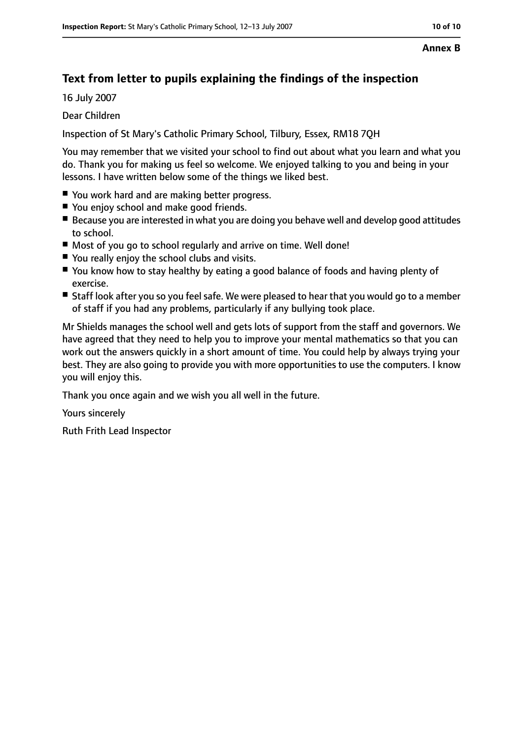**Annex B**

## Text from letter to pupils explaining the findings of the inspection

16 July 2007

Dear Children

Inspection of St Mary's Catholic Primary School, Tilbury, Essex, RM18 7QH

You may remember that we visited your school to find out about what you learn and what you do. Thank you for making us feel so welcome. We enjoyed talking to you and being in your lessons. I have written below some of the things we liked best.

- You work hard and are making better progress.
- You enjoy school and make good friends.
- Because you are interested in what you are doing you behave well and develop good attitudes to school.
- Most of you go to school regularly and arrive on time. Well done!
- You really enjoy the school clubs and visits.
- You know how to stay healthy by eating a good balance of foods and having plenty of exercise.
- Staff look after you so you feel safe. We were pleased to hear that you would go to a member of staff if you had any problems, particularly if any bullying took place.

Mr Shields manages the school well and gets lots of support from the staff and governors. We have agreed that they need to help you to improve your mental mathematics so that you can work out the answers quickly in a short amount of time. You could help by always trying your best. They are also going to provide you with more opportunities to use the computers. I know you will enjoy this.

Thank you once again and we wish you all well in the future.

Yours sincerely

Ruth Frith Lead Inspector